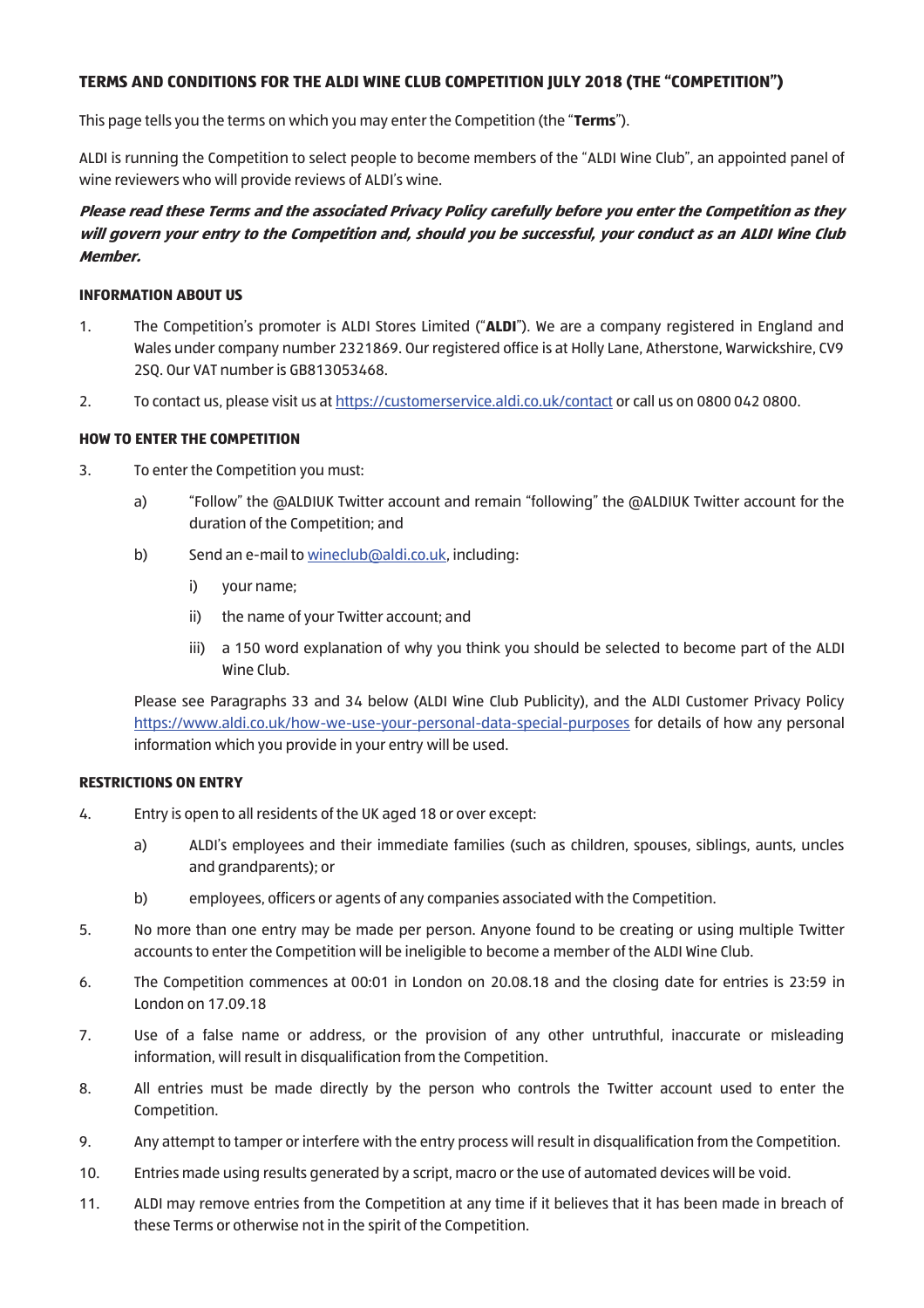# TERMS AND CONDITIONS FOR THE ALDI WINE CLUB COMPETITION JULY 2018 (THE "COMPETITION")

This page tells you the terms on which you may enter the Competition (the "**Terms**").

ALDI is running the Competition to select people to become members of the "ALDI Wine Club", an appointed panel of wine reviewers who will provide reviews of ALDI's wine.

***Please read these Terms and the associated Privacy Policy carefully before you enter the Competition as they will govern your entry to the Competition and, should you be successful, your conduct as an ALDI Wine Club Member.***

## INFORMATION ABOUT US

1. The Competition's promoter is ALDI Stores Limited ("**ALDI**"). We are a company registered in England and Wales under company number 2321869. Our registered office is at Holly Lane, Atherstone, Warwickshire, CV9 2SQ. Our VAT number is GB813053468.
2. To contact us, please visit us at https://customerservice.aldi.co.uk/contact or call us on 0800 042 0800.

## HOW TO ENTER THE COMPETITION

3. To enter the Competition you must:
   a) "Follow" the @ALDIUK Twitter account and remain "following" the @ALDIUK Twitter account for the duration of the Competition; and
   b) Send an e-mail to wineclub@aldi.co.uk, including:
      i) your name;
      ii) the name of your Twitter account; and
      iii) a 150 word explanation of why you think you should be selected to become part of the ALDI Wine Club.

   Please see Paragraphs 33 and 34 below (ALDI Wine Club Publicity), and the ALDI Customer Privacy Policy https://www.aldi.co.uk/how-we-use-your-personal-data-special-purposes for details of how any personal information which you provide in your entry will be used.

## RESTRICTIONS ON ENTRY

4. Entry is open to all residents of the UK aged 18 or over except:
   a) ALDI's employees and their immediate families (such as children, spouses, siblings, aunts, uncles and grandparents); or
   b) employees, officers or agents of any companies associated with the Competition.
5. No more than one entry may be made per person. Anyone found to be creating or using multiple Twitter accounts to enter the Competition will be ineligible to become a member of the ALDI Wine Club.
6. The Competition commences at 00:01 in London on 20.08.18 and the closing date for entries is 23:59 in London on 17.09.18
7. Use of a false name or address, or the provision of any other untruthful, inaccurate or misleading information, will result in disqualification from the Competition.
8. All entries must be made directly by the person who controls the Twitter account used to enter the Competition.
9. Any attempt to tamper or interfere with the entry process will result in disqualification from the Competition.
10. Entries made using results generated by a script, macro or the use of automated devices will be void.
11. ALDI may remove entries from the Competition at any time if it believes that it has been made in breach of these Terms or otherwise not in the spirit of the Competition.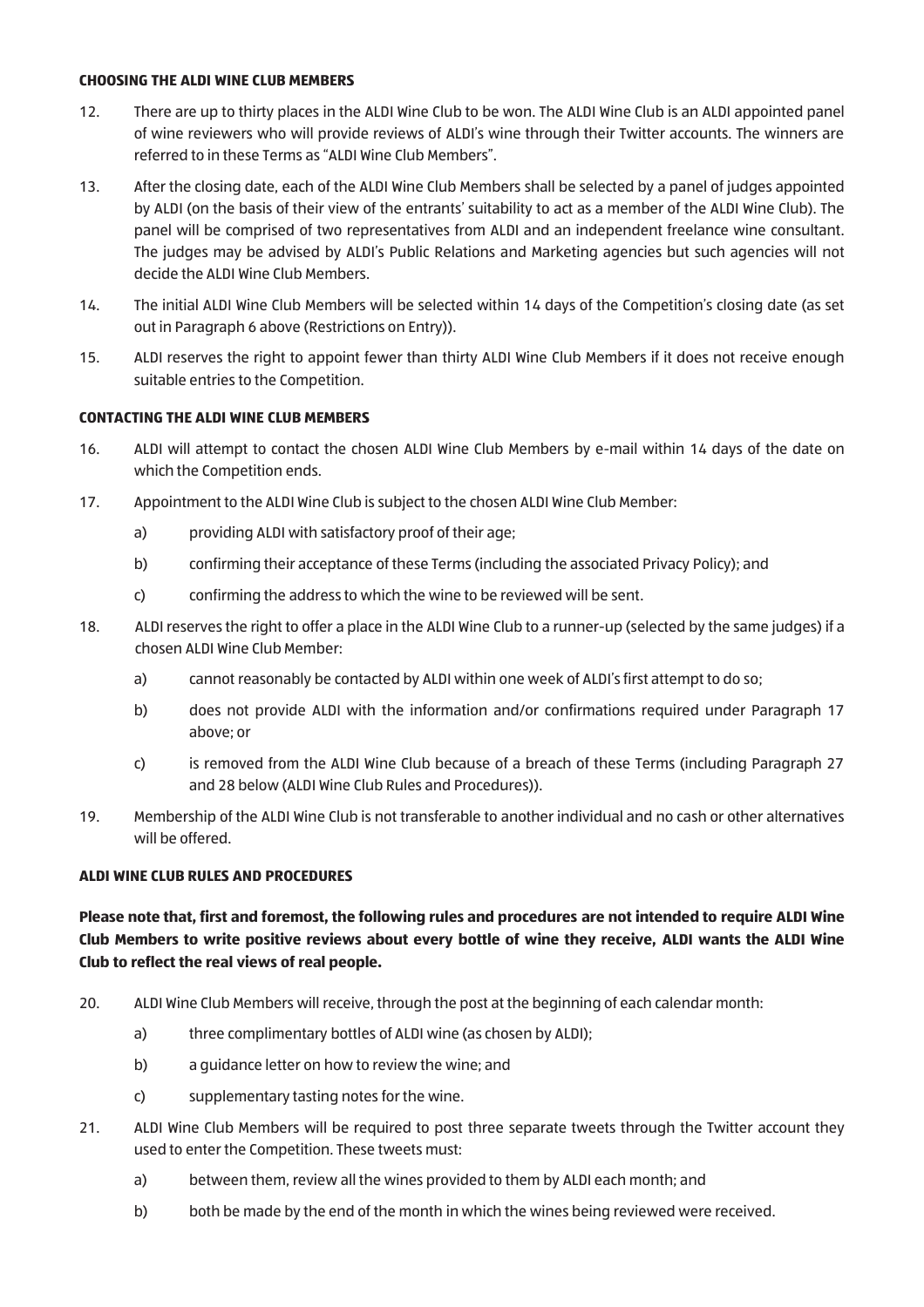**CHOOSING THE ALDI WINE CLUB MEMBERS**

12. There are up to thirty places in the ALDI Wine Club to be won. The ALDI Wine Club is an ALDI appointed panel of wine reviewers who will provide reviews of ALDI's wine through their Twitter accounts. The winners are referred to in these Terms as "ALDI Wine Club Members".

13. After the closing date, each of the ALDI Wine Club Members shall be selected by a panel of judges appointed by ALDI (on the basis of their view of the entrants' suitability to act as a member of the ALDI Wine Club). The panel will be comprised of two representatives from ALDI and an independent freelance wine consultant. The judges may be advised by ALDI's Public Relations and Marketing agencies but such agencies will not decide the ALDI Wine Club Members.

14. The initial ALDI Wine Club Members will be selected within 14 days of the Competition's closing date (as set out in Paragraph 6 above (Restrictions on Entry)).

15. ALDI reserves the right to appoint fewer than thirty ALDI Wine Club Members if it does not receive enough suitable entries to the Competition.

**CONTACTING THE ALDI WINE CLUB MEMBERS**

16. ALDI will attempt to contact the chosen ALDI Wine Club Members by e-mail within 14 days of the date on which the Competition ends.

17. Appointment to the ALDI Wine Club is subject to the chosen ALDI Wine Club Member:
    a) providing ALDI with satisfactory proof of their age;
    b) confirming their acceptance of these Terms (including the associated Privacy Policy); and
    c) confirming the address to which the wine to be reviewed will be sent.

18. ALDI reserves the right to offer a place in the ALDI Wine Club to a runner-up (selected by the same judges) if a chosen ALDI Wine Club Member:
    a) cannot reasonably be contacted by ALDI within one week of ALDI's first attempt to do so;
    b) does not provide ALDI with the information and/or confirmations required under Paragraph 17 above; or
    c) is removed from the ALDI Wine Club because of a breach of these Terms (including Paragraph 27 and 28 below (ALDI Wine Club Rules and Procedures)).

19. Membership of the ALDI Wine Club is not transferable to another individual and no cash or other alternatives will be offered.

**ALDI WINE CLUB RULES AND PROCEDURES**

**Please note that, first and foremost, the following rules and procedures are not intended to require ALDI Wine Club Members to write positive reviews about every bottle of wine they receive, ALDI wants the ALDI Wine Club to reflect the real views of real people.**

20. ALDI Wine Club Members will receive, through the post at the beginning of each calendar month:
    a) three complimentary bottles of ALDI wine (as chosen by ALDI);
    b) a guidance letter on how to review the wine; and
    c) supplementary tasting notes for the wine.

21. ALDI Wine Club Members will be required to post three separate tweets through the Twitter account they used to enter the Competition. These tweets must:
    a) between them, review all the wines provided to them by ALDI each month; and
    b) both be made by the end of the month in which the wines being reviewed were received.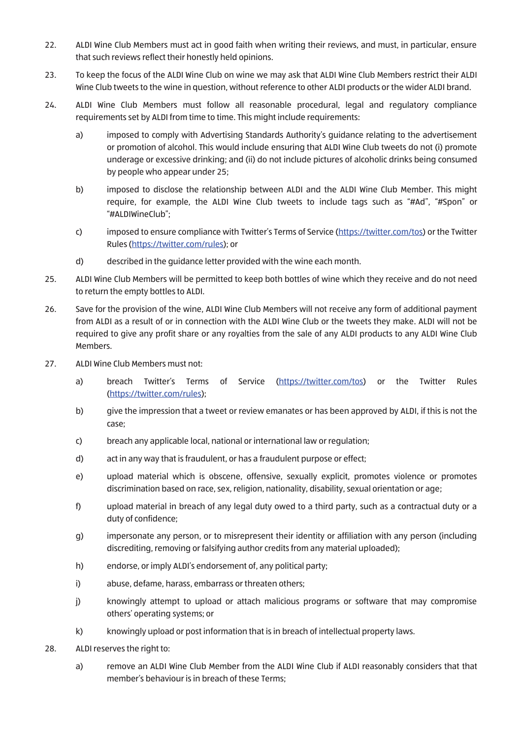22. ALDI Wine Club Members must act in good faith when writing their reviews, and must, in particular, ensure that such reviews reflect their honestly held opinions.

23. To keep the focus of the ALDI Wine Club on wine we may ask that ALDI Wine Club Members restrict their ALDI Wine Club tweets to the wine in question, without reference to other ALDI products or the wider ALDI brand.

24. ALDI Wine Club Members must follow all reasonable procedural, legal and regulatory compliance requirements set by ALDI from time to time. This might include requirements:

    a) imposed to comply with Advertising Standards Authority's guidance relating to the advertisement or promotion of alcohol. This would include ensuring that ALDI Wine Club tweets do not (i) promote underage or excessive drinking; and (ii) do not include pictures of alcoholic drinks being consumed by people who appear under 25;

    b) imposed to disclose the relationship between ALDI and the ALDI Wine Club Member. This might require, for example, the ALDI Wine Club tweets to include tags such as "#Ad", "#Spon" or "#ALDIWineClub";

    c) imposed to ensure compliance with Twitter's Terms of Service (https://twitter.com/tos) or the Twitter Rules (https://twitter.com/rules); or

    d) described in the guidance letter provided with the wine each month.

25. ALDI Wine Club Members will be permitted to keep both bottles of wine which they receive and do not need to return the empty bottles to ALDI.

26. Save for the provision of the wine, ALDI Wine Club Members will not receive any form of additional payment from ALDI as a result of or in connection with the ALDI Wine Club or the tweets they make. ALDI will not be required to give any profit share or any royalties from the sale of any ALDI products to any ALDI Wine Club Members.

27. ALDI Wine Club Members must not:

    a) breach Twitter's Terms of Service (https://twitter.com/tos) or the Twitter Rules (https://twitter.com/rules);

    b) give the impression that a tweet or review emanates or has been approved by ALDI, if this is not the case;

    c) breach any applicable local, national or international law or regulation;

    d) act in any way that is fraudulent, or has a fraudulent purpose or effect;

    e) upload material which is obscene, offensive, sexually explicit, promotes violence or promotes discrimination based on race, sex, religion, nationality, disability, sexual orientation or age;

    f) upload material in breach of any legal duty owed to a third party, such as a contractual duty or a duty of confidence;

    g) impersonate any person, or to misrepresent their identity or affiliation with any person (including discrediting, removing or falsifying author credits from any material uploaded);

    h) endorse, or imply ALDI's endorsement of, any political party;

    i) abuse, defame, harass, embarrass or threaten others;

    j) knowingly attempt to upload or attach malicious programs or software that may compromise others' operating systems; or

    k) knowingly upload or post information that is in breach of intellectual property laws.

28. ALDI reserves the right to:

    a) remove an ALDI Wine Club Member from the ALDI Wine Club if ALDI reasonably considers that that member's behaviour is in breach of these Terms;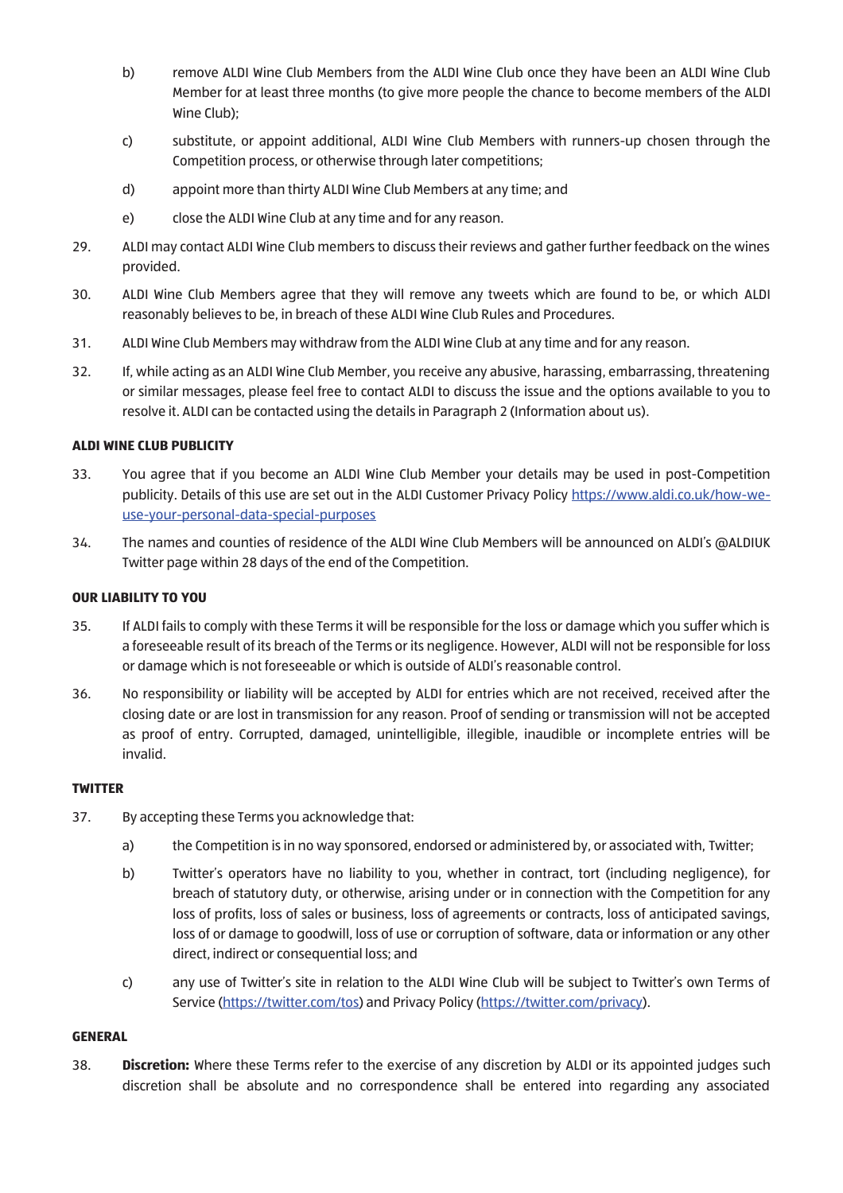b) remove ALDI Wine Club Members from the ALDI Wine Club once they have been an ALDI Wine Club Member for at least three months (to give more people the chance to become members of the ALDI Wine Club);

c) substitute, or appoint additional, ALDI Wine Club Members with runners-up chosen through the Competition process, or otherwise through later competitions;

d) appoint more than thirty ALDI Wine Club Members at any time; and

e) close the ALDI Wine Club at any time and for any reason.

29. ALDI may contact ALDI Wine Club members to discuss their reviews and gather further feedback on the wines provided.

30. ALDI Wine Club Members agree that they will remove any tweets which are found to be, or which ALDI reasonably believes to be, in breach of these ALDI Wine Club Rules and Procedures.

31. ALDI Wine Club Members may withdraw from the ALDI Wine Club at any time and for any reason.

32. If, while acting as an ALDI Wine Club Member, you receive any abusive, harassing, embarrassing, threatening or similar messages, please feel free to contact ALDI to discuss the issue and the options available to you to resolve it. ALDI can be contacted using the details in Paragraph 2 (Information about us).

**ALDI WINE CLUB PUBLICITY**

33. You agree that if you become an ALDI Wine Club Member your details may be used in post-Competition publicity. Details of this use are set out in the ALDI Customer Privacy Policy [https://www.aldi.co.uk/how-we-use-your-personal-data-special-purposes](https://www.aldi.co.uk/how-we-use-your-personal-data-special-purposes)

34. The names and counties of residence of the ALDI Wine Club Members will be announced on ALDI's @ALDIUK Twitter page within 28 days of the end of the Competition.

**OUR LIABILITY TO YOU**

35. If ALDI fails to comply with these Terms it will be responsible for the loss or damage which you suffer which is a foreseeable result of its breach of the Terms or its negligence. However, ALDI will not be responsible for loss or damage which is not foreseeable or which is outside of ALDI's reasonable control.

36. No responsibility or liability will be accepted by ALDI for entries which are not received, received after the closing date or are lost in transmission for any reason. Proof of sending or transmission will not be accepted as proof of entry. Corrupted, damaged, unintelligible, illegible, inaudible or incomplete entries will be invalid.

**TWITTER**

37. By accepting these Terms you acknowledge that:

a) the Competition is in no way sponsored, endorsed or administered by, or associated with, Twitter;

b) Twitter's operators have no liability to you, whether in contract, tort (including negligence), for breach of statutory duty, or otherwise, arising under or in connection with the Competition for any loss of profits, loss of sales or business, loss of agreements or contracts, loss of anticipated savings, loss of or damage to goodwill, loss of use or corruption of software, data or information or any other direct, indirect or consequential loss; and

c) any use of Twitter's site in relation to the ALDI Wine Club will be subject to Twitter's own Terms of Service ([https://twitter.com/tos](https://twitter.com/tos)) and Privacy Policy ([https://twitter.com/privacy](https://twitter.com/privacy)).

**GENERAL**

38. **Discretion:** Where these Terms refer to the exercise of any discretion by ALDI or its appointed judges such discretion shall be absolute and no correspondence shall be entered into regarding any associated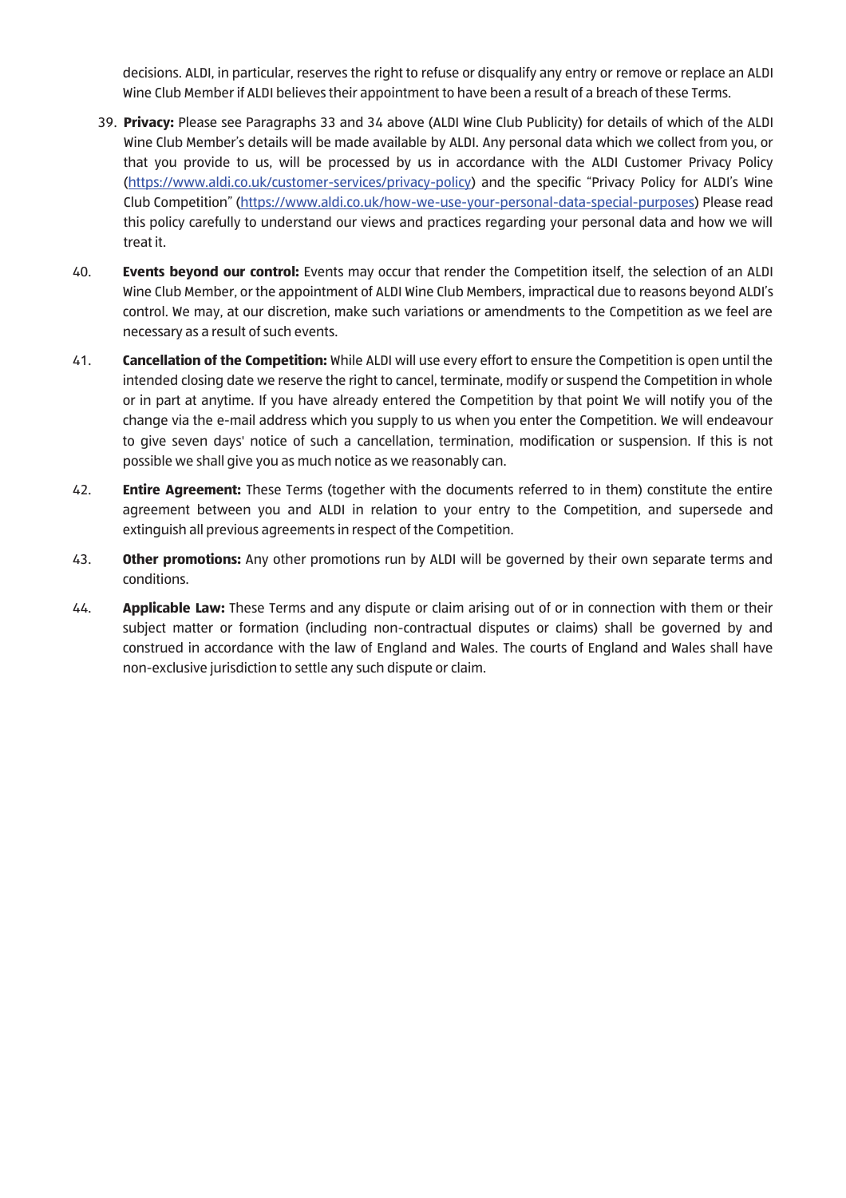decisions. ALDI, in particular, reserves the right to refuse or disqualify any entry or remove or replace an ALDI Wine Club Member if ALDI believes their appointment to have been a result of a breach of these Terms.

39. **Privacy:** Please see Paragraphs 33 and 34 above (ALDI Wine Club Publicity) for details of which of the ALDI Wine Club Member's details will be made available by ALDI. Any personal data which we collect from you, or that you provide to us, will be processed by us in accordance with the ALDI Customer Privacy Policy (https://www.aldi.co.uk/customer-services/privacy-policy) and the specific "Privacy Policy for ALDI's Wine Club Competition" (https://www.aldi.co.uk/how-we-use-your-personal-data-special-purposes) Please read this policy carefully to understand our views and practices regarding your personal data and how we will treat it.

40. **Events beyond our control:** Events may occur that render the Competition itself, the selection of an ALDI Wine Club Member, or the appointment of ALDI Wine Club Members, impractical due to reasons beyond ALDI's control. We may, at our discretion, make such variations or amendments to the Competition as we feel are necessary as a result of such events.

41. **Cancellation of the Competition:** While ALDI will use every effort to ensure the Competition is open until the intended closing date we reserve the right to cancel, terminate, modify or suspend the Competition in whole or in part at anytime. If you have already entered the Competition by that point We will notify you of the change via the e-mail address which you supply to us when you enter the Competition. We will endeavour to give seven days' notice of such a cancellation, termination, modification or suspension. If this is not possible we shall give you as much notice as we reasonably can.

42. **Entire Agreement:** These Terms (together with the documents referred to in them) constitute the entire agreement between you and ALDI in relation to your entry to the Competition, and supersede and extinguish all previous agreements in respect of the Competition.

43. **Other promotions:** Any other promotions run by ALDI will be governed by their own separate terms and conditions.

44. **Applicable Law:** These Terms and any dispute or claim arising out of or in connection with them or their subject matter or formation (including non-contractual disputes or claims) shall be governed by and construed in accordance with the law of England and Wales. The courts of England and Wales shall have non-exclusive jurisdiction to settle any such dispute or claim.